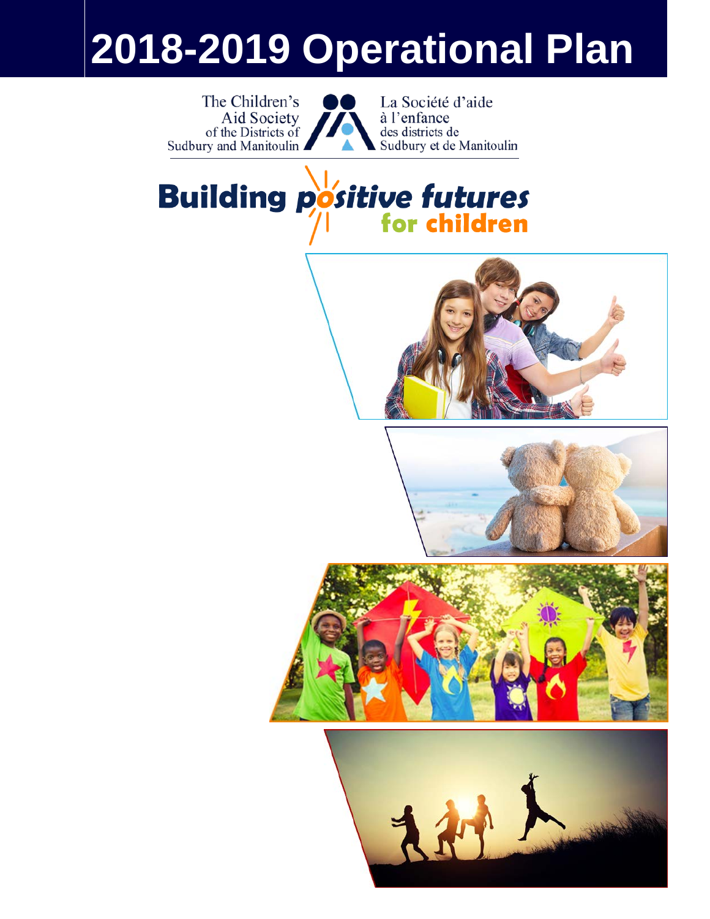# 2018-2019 Operational Plan

The Children's Aid Society of the Districts of Sudbury and Manitoulin

La Société d'aide à l'enfance des districts de Sudbury et de Manitoulin

**Building positive futures for children**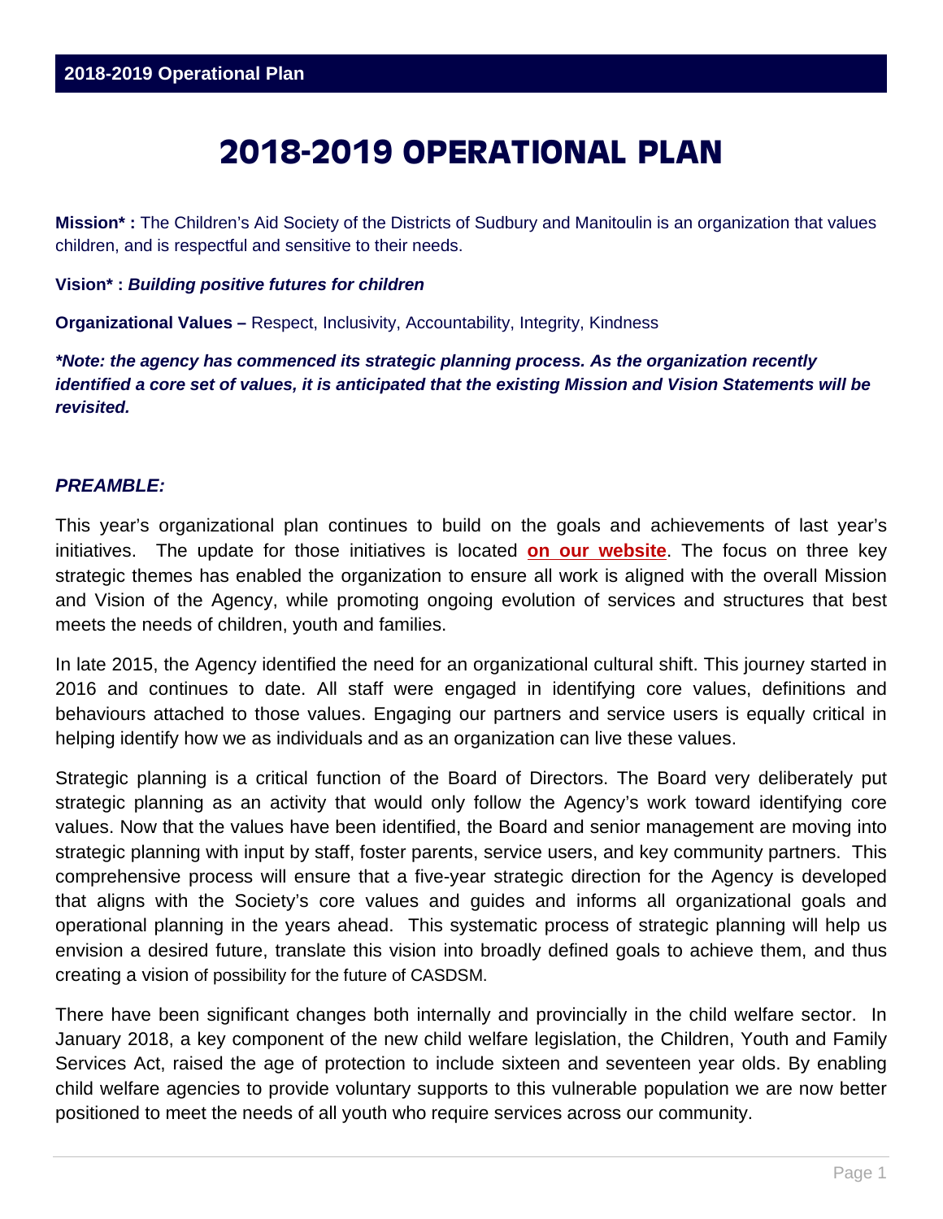# 2018-2019 OPERATIONAL PLAN

**Mission* :** The Children's Aid Society of the Districts of Sudbury and Manitoulin is an organization that values children, and is respectful and sensitive to their needs.

**Vision* :** ***Building positive futures for children***

**Organizational Values –** Respect, Inclusivity, Accountability, Integrity, Kindness

***\*Note: the agency has commenced its strategic planning process. As the organization recently identified a core set of values, it is anticipated that the existing Mission and Vision Statements will be revisited.***

### *PREAMBLE:*

This year's organizational plan continues to build on the goals and achievements of last year's initiatives. The update for those initiatives is located **on our website**. The focus on three key strategic themes has enabled the organization to ensure all work is aligned with the overall Mission and Vision of the Agency, while promoting ongoing evolution of services and structures that best meets the needs of children, youth and families.

In late 2015, the Agency identified the need for an organizational cultural shift. This journey started in 2016 and continues to date. All staff were engaged in identifying core values, definitions and behaviours attached to those values. Engaging our partners and service users is equally critical in helping identify how we as individuals and as an organization can live these values.

Strategic planning is a critical function of the Board of Directors. The Board very deliberately put strategic planning as an activity that would only follow the Agency's work toward identifying core values. Now that the values have been identified, the Board and senior management are moving into strategic planning with input by staff, foster parents, service users, and key community partners. This comprehensive process will ensure that a five-year strategic direction for the Agency is developed that aligns with the Society's core values and guides and informs all organizational goals and operational planning in the years ahead. This systematic process of strategic planning will help us envision a desired future, translate this vision into broadly defined goals to achieve them, and thus creating a vision of possibility for the future of CASDSM.

There have been significant changes both internally and provincially in the child welfare sector. In January 2018, a key component of the new child welfare legislation, the Children, Youth and Family Services Act, raised the age of protection to include sixteen and seventeen year olds. By enabling child welfare agencies to provide voluntary supports to this vulnerable population we are now better positioned to meet the needs of all youth who require services across our community.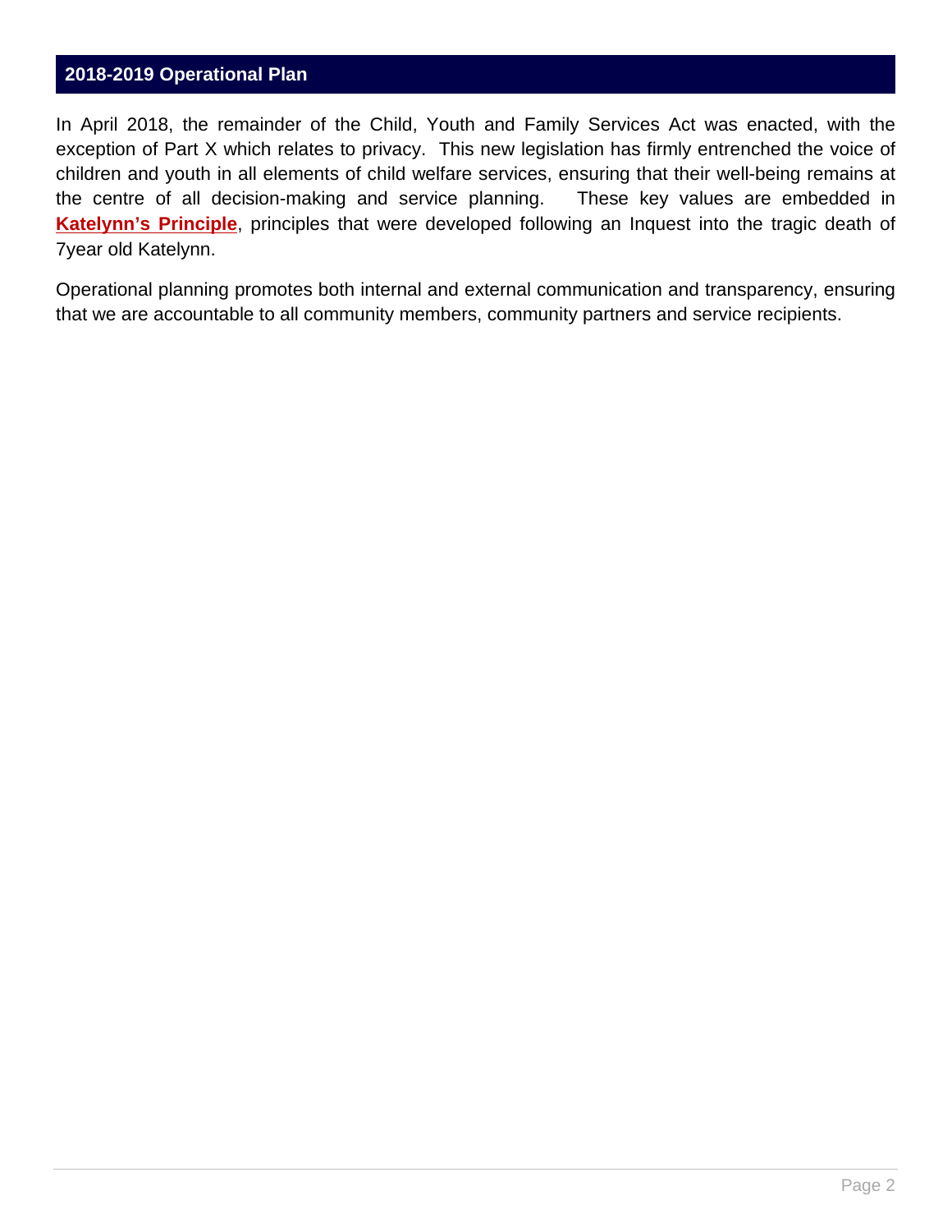## 2018-2019 Operational Plan

In April 2018, the remainder of the Child, Youth and Family Services Act was enacted, with the exception of Part X which relates to privacy. This new legislation has firmly entrenched the voice of children and youth in all elements of child welfare services, ensuring that their well-being remains at the centre of all decision-making and service planning. These key values are embedded in **Katelynn's Principle**, principles that were developed following an Inquest into the tragic death of 7year old Katelynn.

Operational planning promotes both internal and external communication and transparency, ensuring that we are accountable to all community members, community partners and service recipients.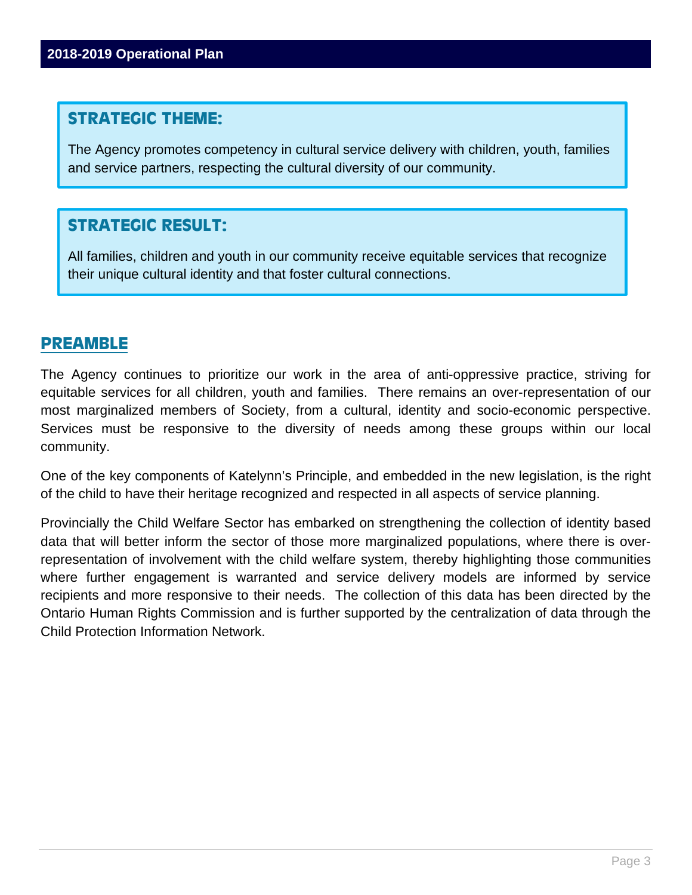## STRATEGIC THEME:

The Agency promotes competency in cultural service delivery with children, youth, families and service partners, respecting the cultural diversity of our community.

## STRATEGIC RESULT:

All families, children and youth in our community receive equitable services that recognize their unique cultural identity and that foster cultural connections.

## PREAMBLE

The Agency continues to prioritize our work in the area of anti-oppressive practice, striving for equitable services for all children, youth and families. There remains an over-representation of our most marginalized members of Society, from a cultural, identity and socio-economic perspective. Services must be responsive to the diversity of needs among these groups within our local community.

One of the key components of Katelynn's Principle, and embedded in the new legislation, is the right of the child to have their heritage recognized and respected in all aspects of service planning.

Provincially the Child Welfare Sector has embarked on strengthening the collection of identity based data that will better inform the sector of those more marginalized populations, where there is over-representation of involvement with the child welfare system, thereby highlighting those communities where further engagement is warranted and service delivery models are informed by service recipients and more responsive to their needs. The collection of this data has been directed by the Ontario Human Rights Commission and is further supported by the centralization of data through the Child Protection Information Network.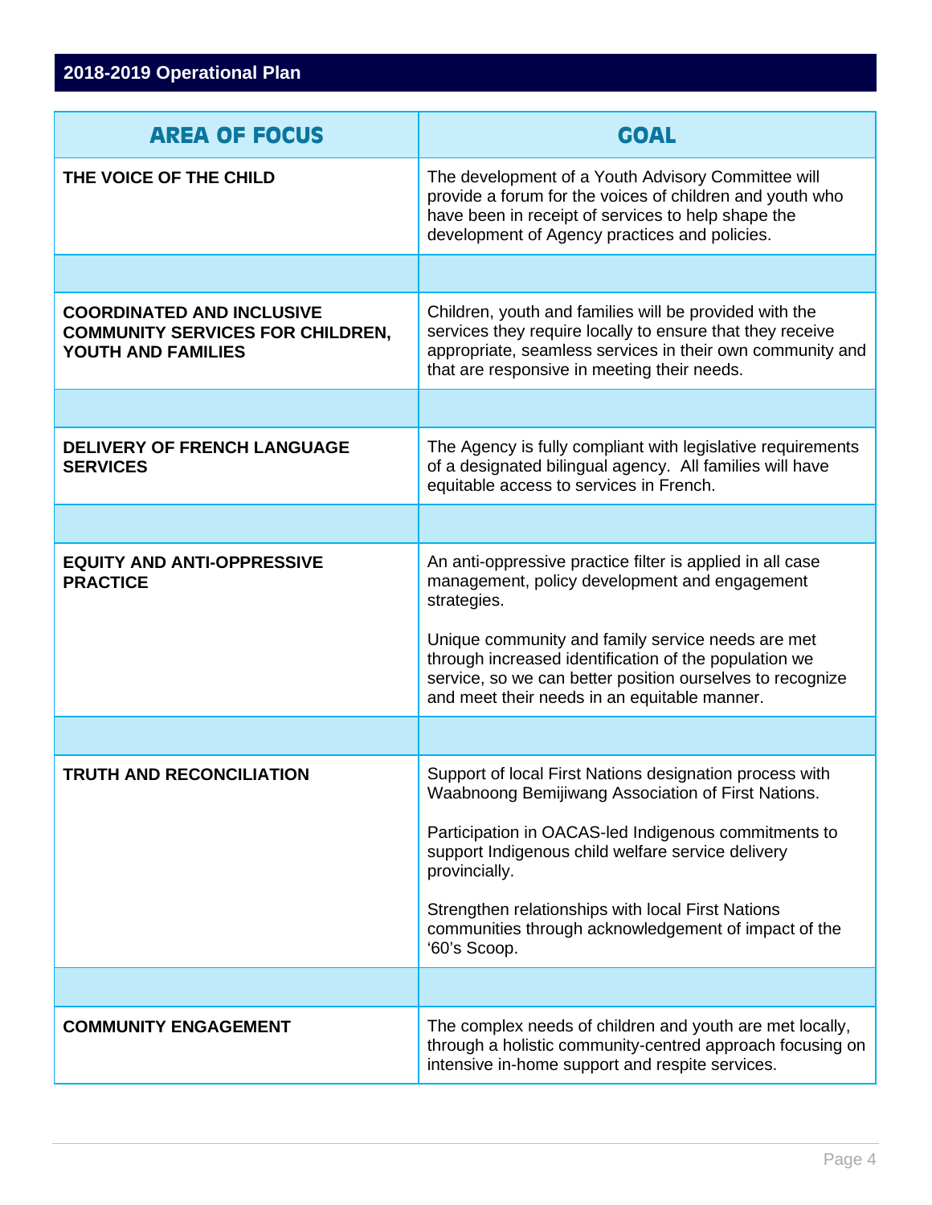## 2018-2019 Operational Plan

| AREA OF FOCUS | GOAL |
|---|---|
| **THE VOICE OF THE CHILD** | The development of a Youth Advisory Committee will provide a forum for the voices of children and youth who have been in receipt of services to help shape the development of Agency practices and policies. |
| | |
| **COORDINATED AND INCLUSIVE COMMUNITY SERVICES FOR CHILDREN, YOUTH AND FAMILIES** | Children, youth and families will be provided with the services they require locally to ensure that they receive appropriate, seamless services in their own community and that are responsive in meeting their needs. |
| | |
| **DELIVERY OF FRENCH LANGUAGE SERVICES** | The Agency is fully compliant with legislative requirements of a designated bilingual agency. All families will have equitable access to services in French. |
| | |
| **EQUITY AND ANTI-OPPRESSIVE PRACTICE** | An anti-oppressive practice filter is applied in all case management, policy development and engagement strategies.<br><br>Unique community and family service needs are met through increased identification of the population we service, so we can better position ourselves to recognize and meet their needs in an equitable manner. |
| | |
| **TRUTH AND RECONCILIATION** | Support of local First Nations designation process with Waabnoong Bemijiwang Association of First Nations.<br><br>Participation in OACAS-led Indigenous commitments to support Indigenous child welfare service delivery provincially.<br><br>Strengthen relationships with local First Nations communities through acknowledgement of impact of the '60's Scoop. |
| | |
| **COMMUNITY ENGAGEMENT** | The complex needs of children and youth are met locally, through a holistic community-centred approach focusing on intensive in-home support and respite services. |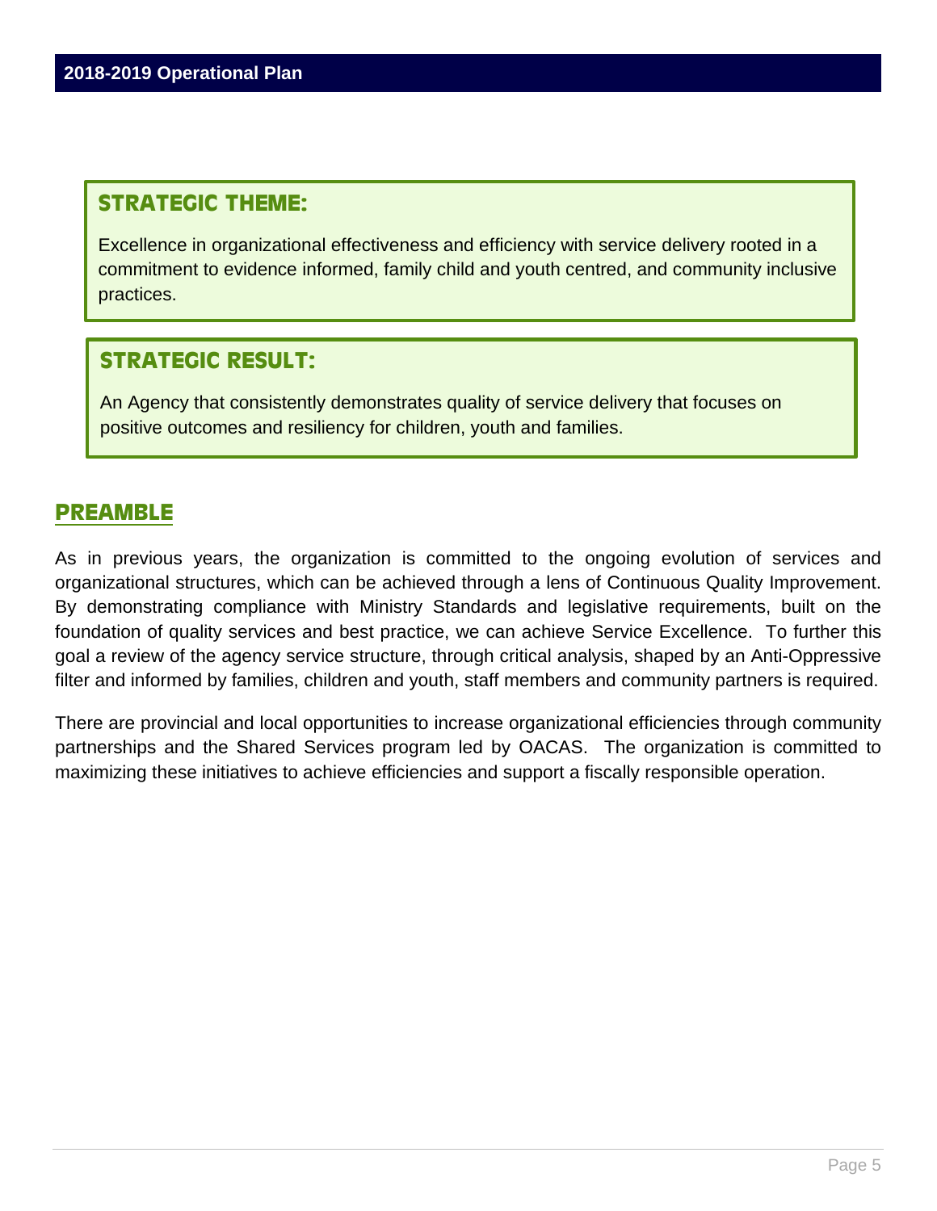## STRATEGIC THEME:

Excellence in organizational effectiveness and efficiency with service delivery rooted in a commitment to evidence informed, family child and youth centred, and community inclusive practices.

## STRATEGIC RESULT:

An Agency that consistently demonstrates quality of service delivery that focuses on positive outcomes and resiliency for children, youth and families.

## PREAMBLE

As in previous years, the organization is committed to the ongoing evolution of services and organizational structures, which can be achieved through a lens of Continuous Quality Improvement. By demonstrating compliance with Ministry Standards and legislative requirements, built on the foundation of quality services and best practice, we can achieve Service Excellence. To further this goal a review of the agency service structure, through critical analysis, shaped by an Anti-Oppressive filter and informed by families, children and youth, staff members and community partners is required.

There are provincial and local opportunities to increase organizational efficiencies through community partnerships and the Shared Services program led by OACAS. The organization is committed to maximizing these initiatives to achieve efficiencies and support a fiscally responsible operation.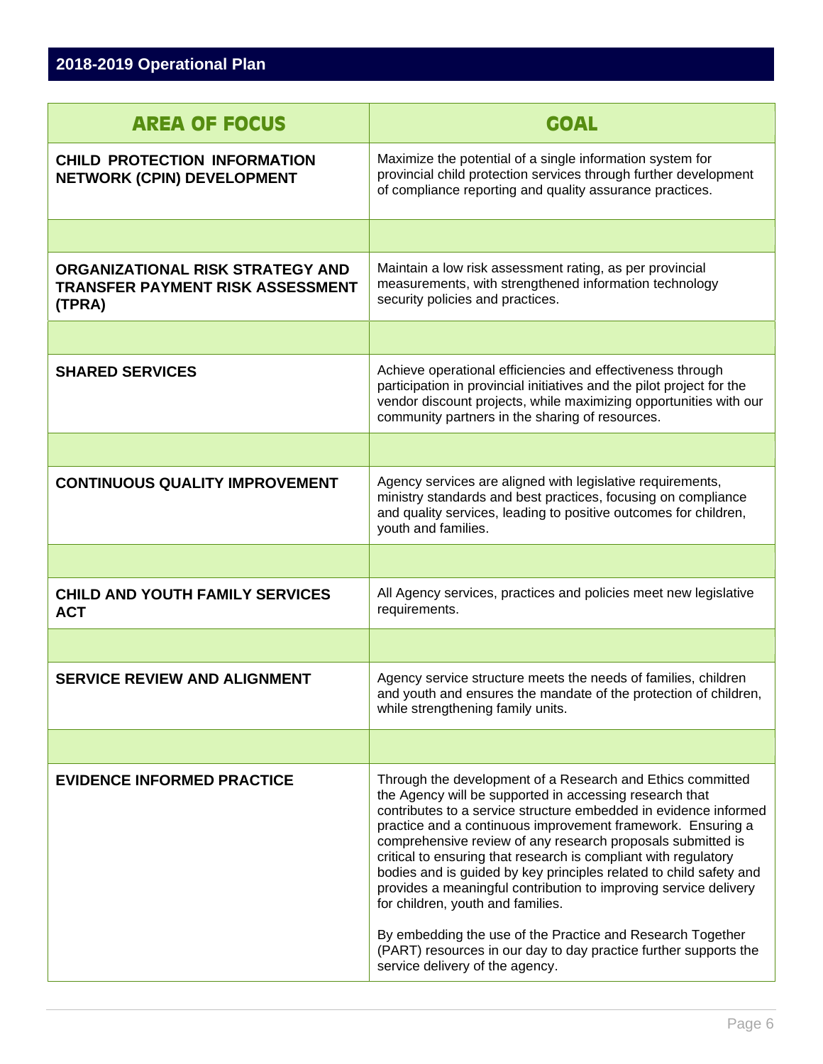## 2018-2019 Operational Plan

| AREA OF FOCUS | GOAL |
|---|---|
| **CHILD PROTECTION INFORMATION NETWORK (CPIN) DEVELOPMENT** | Maximize the potential of a single information system for provincial child protection services through further development of compliance reporting and quality assurance practices. |
| | |
| **ORGANIZATIONAL RISK STRATEGY AND TRANSFER PAYMENT RISK ASSESSMENT (TPRA)** | Maintain a low risk assessment rating, as per provincial measurements, with strengthened information technology security policies and practices. |
| | |
| **SHARED SERVICES** | Achieve operational efficiencies and effectiveness through participation in provincial initiatives and the pilot project for the vendor discount projects, while maximizing opportunities with our community partners in the sharing of resources. |
| | |
| **CONTINUOUS QUALITY IMPROVEMENT** | Agency services are aligned with legislative requirements, ministry standards and best practices, focusing on compliance and quality services, leading to positive outcomes for children, youth and families. |
| | |
| **CHILD AND YOUTH FAMILY SERVICES ACT** | All Agency services, practices and policies meet new legislative requirements. |
| | |
| **SERVICE REVIEW AND ALIGNMENT** | Agency service structure meets the needs of families, children and youth and ensures the mandate of the protection of children, while strengthening family units. |
| | |
| **EVIDENCE INFORMED PRACTICE** | Through the development of a Research and Ethics committed the Agency will be supported in accessing research that contributes to a service structure embedded in evidence informed practice and a continuous improvement framework. Ensuring a comprehensive review of any research proposals submitted is critical to ensuring that research is compliant with regulatory bodies and is guided by key principles related to child safety and provides a meaningful contribution to improving service delivery for children, youth and families.<br><br>By embedding the use of the Practice and Research Together (PART) resources in our day to day practice further supports the service delivery of the agency. |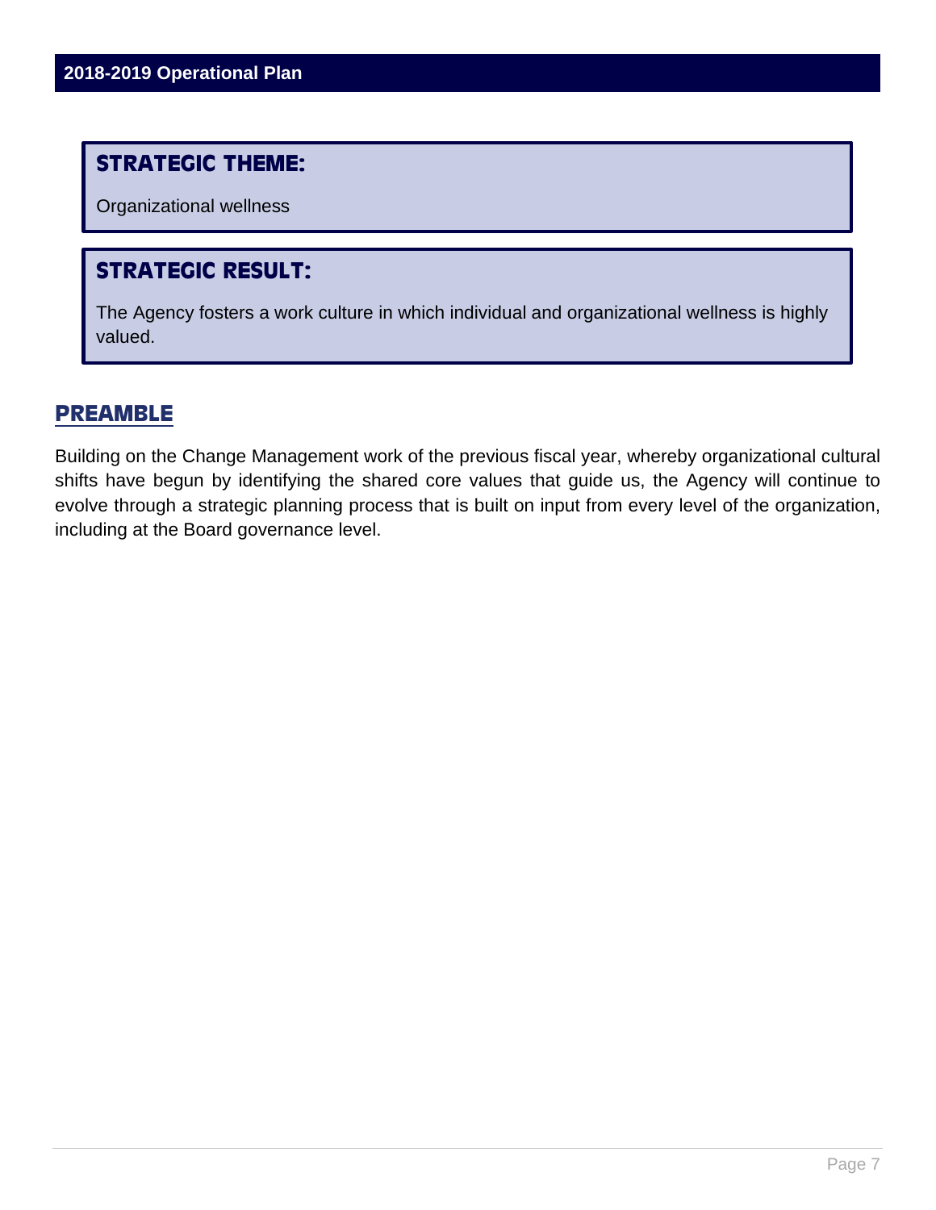## STRATEGIC THEME:

Organizational wellness

## STRATEGIC RESULT:

The Agency fosters a work culture in which individual and organizational wellness is highly valued.

## PREAMBLE

Building on the Change Management work of the previous fiscal year, whereby organizational cultural shifts have begun by identifying the shared core values that guide us, the Agency will continue to evolve through a strategic planning process that is built on input from every level of the organization, including at the Board governance level.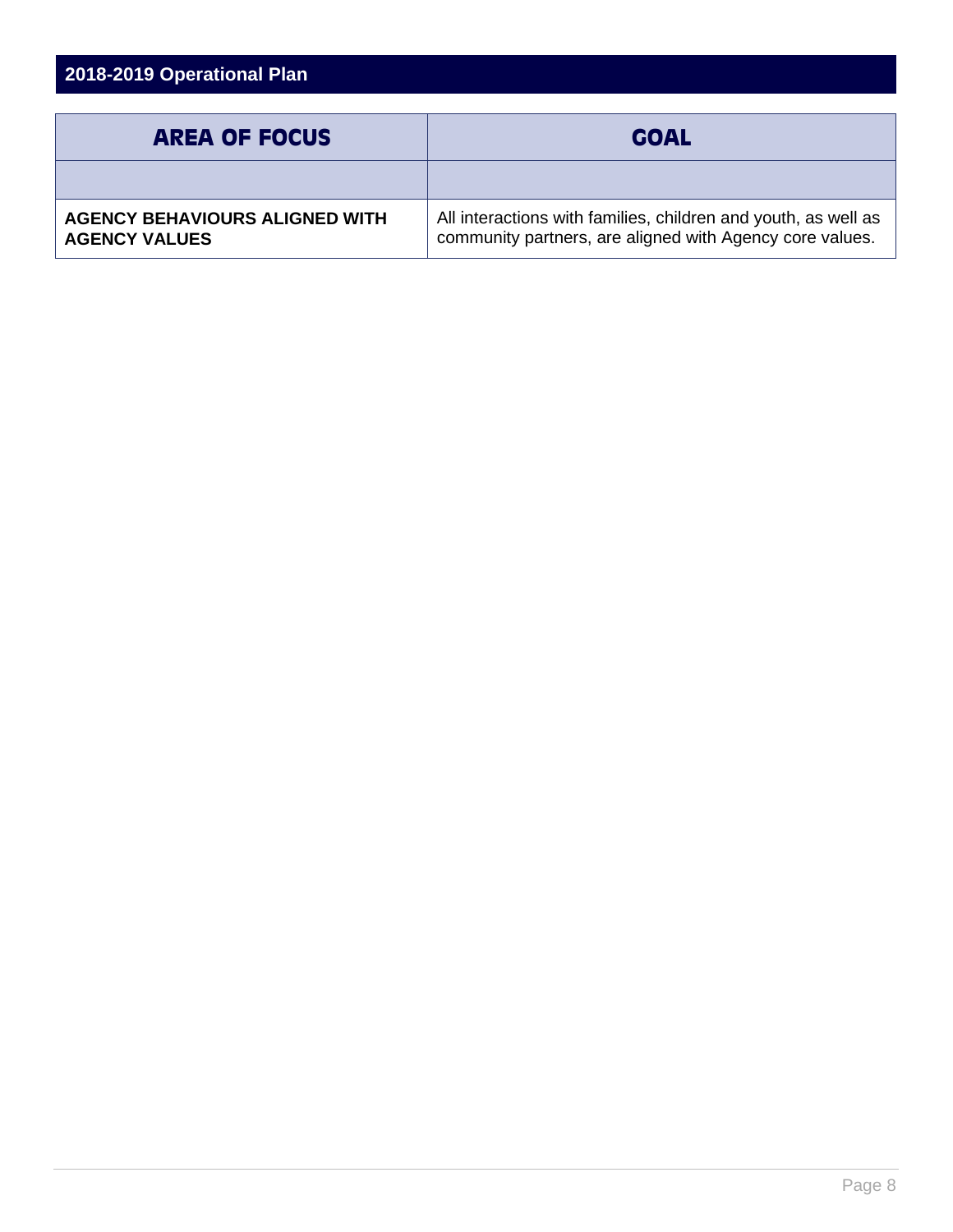## 2018-2019 Operational Plan

| AREA OF FOCUS | GOAL |
|---|---|
| | |
| **AGENCY BEHAVIOURS ALIGNED WITH AGENCY VALUES** | All interactions with families, children and youth, as well as community partners, are aligned with Agency core values. |